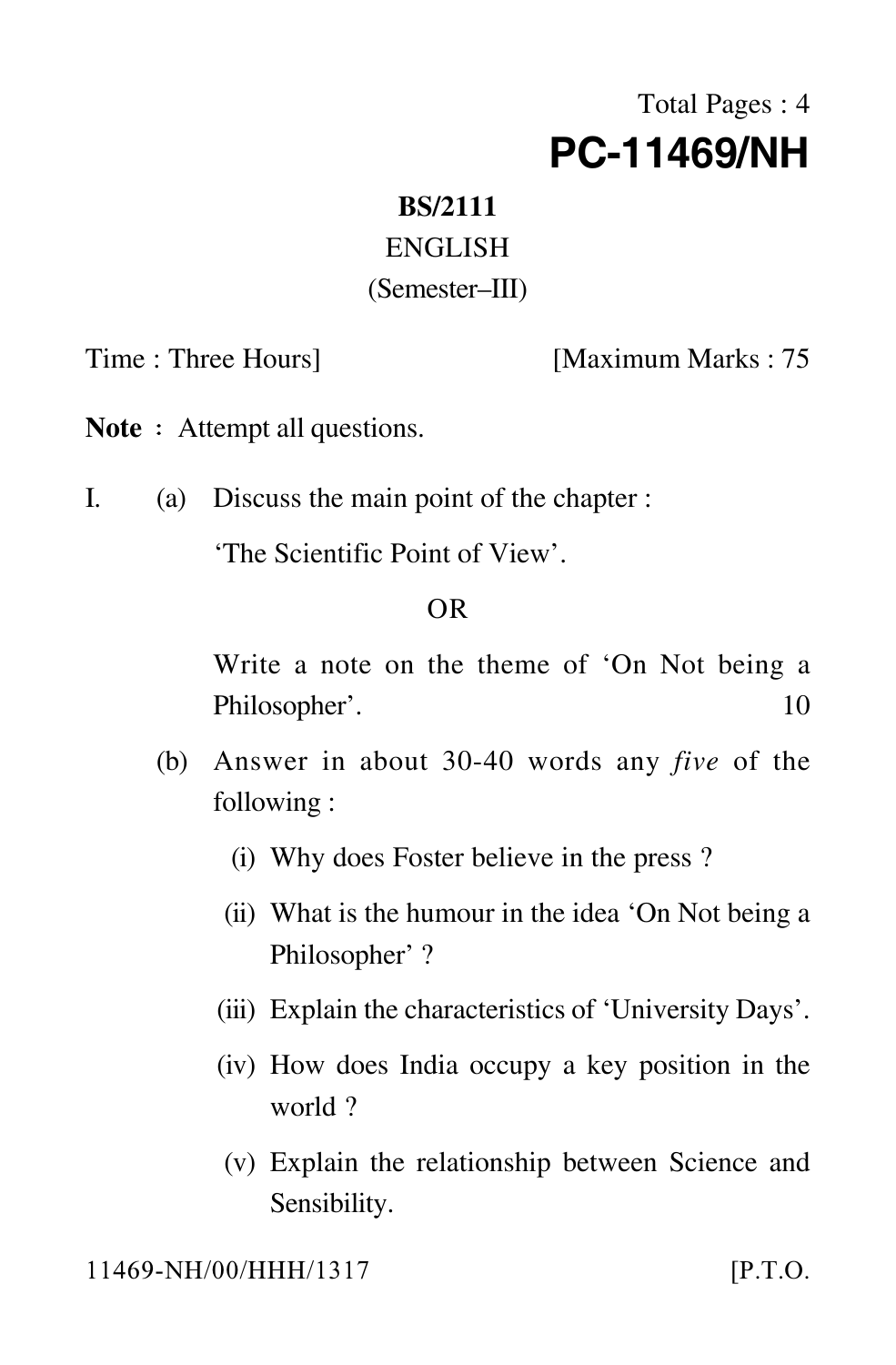Total Pages : 4

# PC-11469/NH

**BS/2111**

ENGLISH

(Semester–III)

Time : Three Hours] [Maximum Marks : 75

**Note** : Attempt all questions.

I. (a) Discuss the main point of the chapter :

'The Scientific Point of View'.

OR

Write a note on the theme of 'On Not being a Philosopher'. 10

(b) Answer in about 30-40 words any *five* of the following :

(i) Why does Foster believe in the press ?

(ii) What is the humour in the idea 'On Not being a Philosopher' ?

(iii) Explain the characteristics of 'University Days'.

(iv) How does India occupy a key position in the world ?

(v) Explain the relationship between Science and Sensibility.

11469-NH/00/HHH/1317 [P.T.O.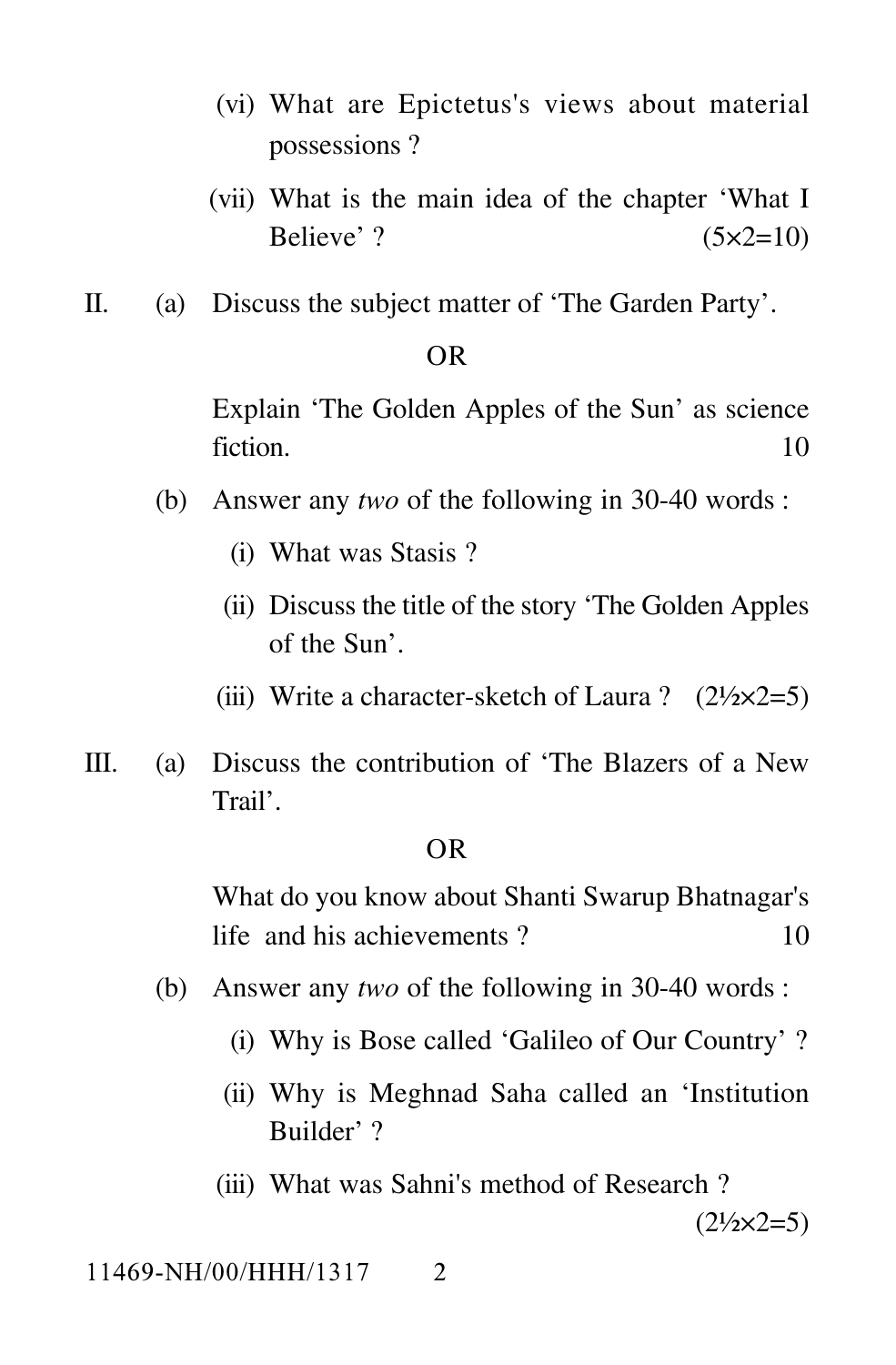(vi) What are Epictetus's views about material possessions ?

(vii) What is the main idea of the chapter 'What I Believe' ? (5×2=10)

II. (a) Discuss the subject matter of 'The Garden Party'.

OR

Explain 'The Golden Apples of the Sun' as science fiction. 10

(b) Answer any *two* of the following in 30-40 words :

(i) What was Stasis ?

(ii) Discuss the title of the story 'The Golden Apples of the Sun'.

(iii) Write a character-sketch of Laura ? (2½×2=5)

III. (a) Discuss the contribution of 'The Blazers of a New Trail'.

OR

What do you know about Shanti Swarup Bhatnagar's life and his achievements ? 10

(b) Answer any *two* of the following in 30-40 words :

(i) Why is Bose called 'Galileo of Our Country' ?

(ii) Why is Meghnad Saha called an 'Institution Builder' ?

(iii) What was Sahni's method of Research ?

(2½×2=5)

11469-NH/00/HHH/1317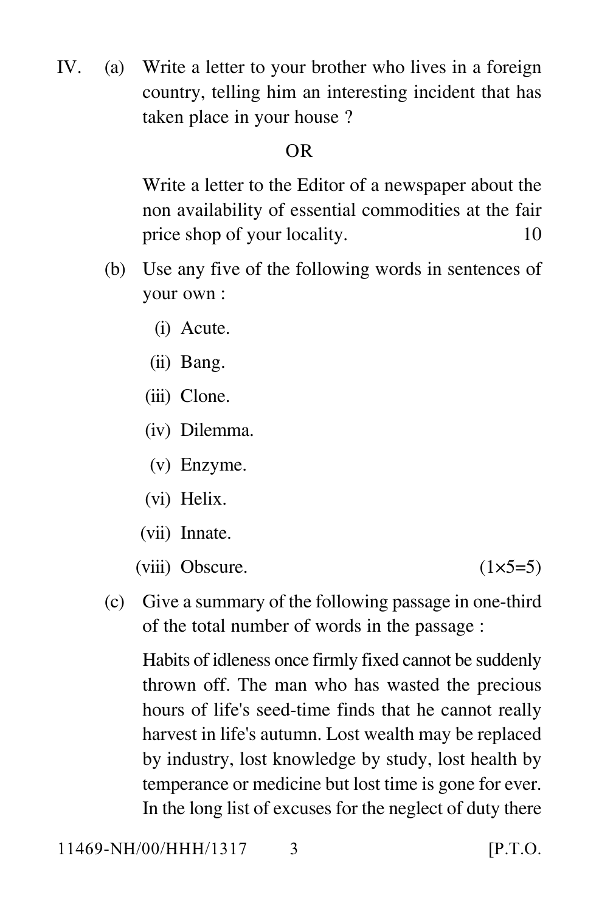IV. (a) Write a letter to your brother who lives in a foreign country, telling him an interesting incident that has taken place in your house ?

OR

Write a letter to the Editor of a newspaper about the non availability of essential commodities at the fair price shop of your locality. 10

(b) Use any five of the following words in sentences of your own :

(i) Acute.

(ii) Bang.

(iii) Clone.

(iv) Dilemma.

(v) Enzyme.

(vi) Helix.

(vii) Innate.

(viii) Obscure. (1×5=5)

(c) Give a summary of the following passage in one-third of the total number of words in the passage :

Habits of idleness once firmly fixed cannot be suddenly thrown off. The man who has wasted the precious hours of life's seed-time finds that he cannot really harvest in life's autumn. Lost wealth may be replaced by industry, lost knowledge by study, lost health by temperance or medicine but lost time is gone for ever. In the long list of excuses for the neglect of duty there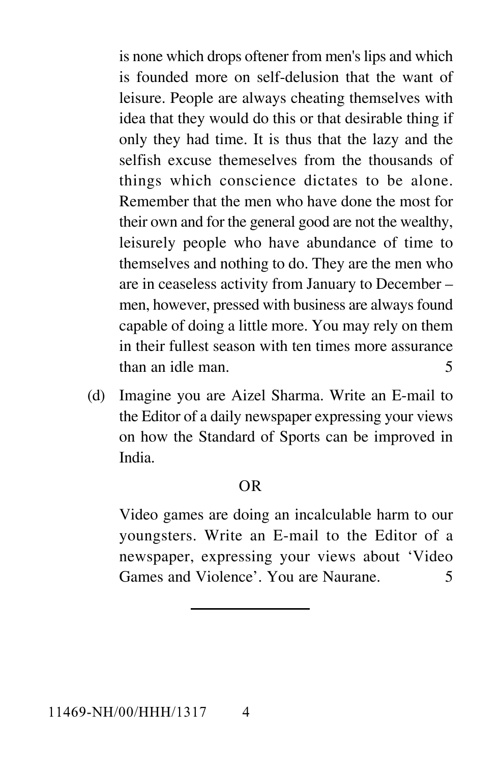is none which drops oftener from men's lips and which is founded more on self-delusion that the want of leisure. People are always cheating themselves with idea that they would do this or that desirable thing if only they had time. It is thus that the lazy and the selfish excuse themeselves from the thousands of things which conscience dictates to be alone. Remember that the men who have done the most for their own and for the general good are not the wealthy, leisurely people who have abundance of time to themselves and nothing to do. They are the men who are in ceaseless activity from January to December – men, however, pressed with business are always found capable of doing a little more. You may rely on them in their fullest season with ten times more assurance than an idle man. 5

(d) Imagine you are Aizel Sharma. Write an E-mail to the Editor of a daily newspaper expressing your views on how the Standard of Sports can be improved in India.

OR

Video games are doing an incalculable harm to our youngsters. Write an E-mail to the Editor of a newspaper, expressing your views about 'Video Games and Violence'. You are Naurane. 5